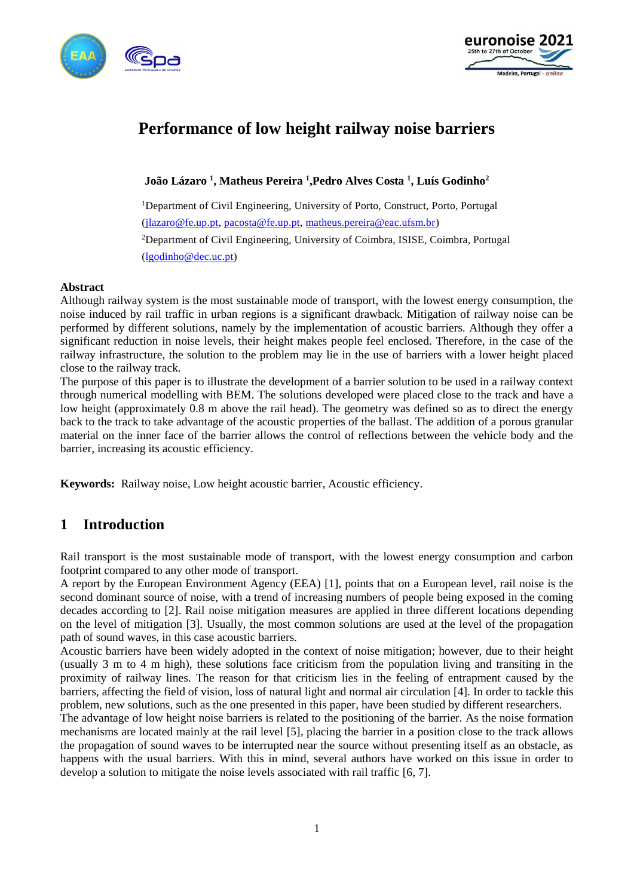# Performance of low height railway noise barriers

**João Lázaro [1], Matheus Pereira [1], Pedro Alves Costa [1], Luís Godinho[2]**

[1]Department of Civil Engineering, University of Porto, Construct, Porto, Portugal
(jlazaro@fe.up.pt, pacosta@fe.up.pt, matheus.pereira@eac.ufsm.br)

[2]Department of Civil Engineering, University of Coimbra, ISISE, Coimbra, Portugal
(lgodinho@dec.uc.pt)

**Abstract**

Although railway system is the most sustainable mode of transport, with the lowest energy consumption, the noise induced by rail traffic in urban regions is a significant drawback. Mitigation of railway noise can be performed by different solutions, namely by the implementation of acoustic barriers. Although they offer a significant reduction in noise levels, their height makes people feel enclosed. Therefore, in the case of the railway infrastructure, the solution to the problem may lie in the use of barriers with a lower height placed close to the railway track.

The purpose of this paper is to illustrate the development of a barrier solution to be used in a railway context through numerical modelling with BEM. The solutions developed were placed close to the track and have a low height (approximately 0.8 m above the rail head). The geometry was defined so as to direct the energy back to the track to take advantage of the acoustic properties of the ballast. The addition of a porous granular material on the inner face of the barrier allows the control of reflections between the vehicle body and the barrier, increasing its acoustic efficiency.

**Keywords:** Railway noise, Low height acoustic barrier, Acoustic efficiency.

## 1 Introduction

Rail transport is the most sustainable mode of transport, with the lowest energy consumption and carbon footprint compared to any other mode of transport.

A report by the European Environment Agency (EEA) [1], points that on a European level, rail noise is the second dominant source of noise, with a trend of increasing numbers of people being exposed in the coming decades according to [2]. Rail noise mitigation measures are applied in three different locations depending on the level of mitigation [3]. Usually, the most common solutions are used at the level of the propagation path of sound waves, in this case acoustic barriers.

Acoustic barriers have been widely adopted in the context of noise mitigation; however, due to their height (usually 3 m to 4 m high), these solutions face criticism from the population living and transiting in the proximity of railway lines. The reason for that criticism lies in the feeling of entrapment caused by the barriers, affecting the field of vision, loss of natural light and normal air circulation [4]. In order to tackle this problem, new solutions, such as the one presented in this paper, have been studied by different researchers.

The advantage of low height noise barriers is related to the positioning of the barrier. As the noise formation mechanisms are located mainly at the rail level [5], placing the barrier in a position close to the track allows the propagation of sound waves to be interrupted near the source without presenting itself as an obstacle, as happens with the usual barriers. With this in mind, several authors have worked on this issue in order to develop a solution to mitigate the noise levels associated with rail traffic [6, 7].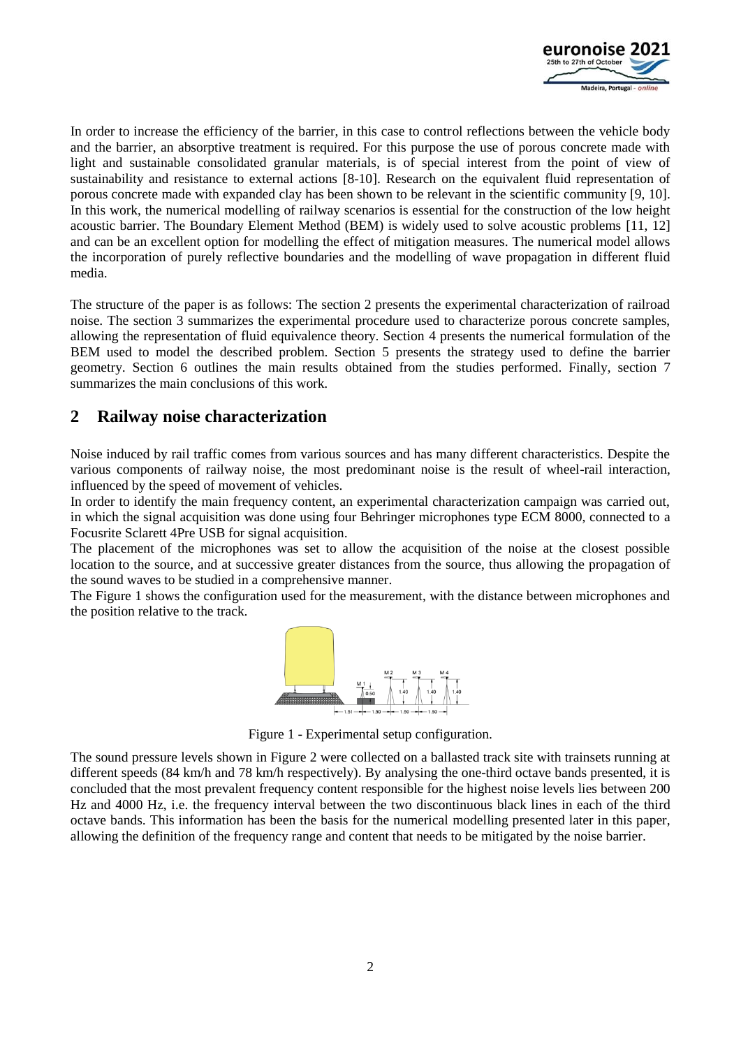In order to increase the efficiency of the barrier, in this case to control reflections between the vehicle body and the barrier, an absorptive treatment is required. For this purpose the use of porous concrete made with light and sustainable consolidated granular materials, is of special interest from the point of view of sustainability and resistance to external actions [8-10]. Research on the equivalent fluid representation of porous concrete made with expanded clay has been shown to be relevant in the scientific community [9, 10]. In this work, the numerical modelling of railway scenarios is essential for the construction of the low height acoustic barrier. The Boundary Element Method (BEM) is widely used to solve acoustic problems [11, 12] and can be an excellent option for modelling the effect of mitigation measures. The numerical model allows the incorporation of purely reflective boundaries and the modelling of wave propagation in different fluid media.

The structure of the paper is as follows: The section 2 presents the experimental characterization of railroad noise. The section 3 summarizes the experimental procedure used to characterize porous concrete samples, allowing the representation of fluid equivalence theory. Section 4 presents the numerical formulation of the BEM used to model the described problem. Section 5 presents the strategy used to define the barrier geometry. Section 6 outlines the main results obtained from the studies performed. Finally, section 7 summarizes the main conclusions of this work.

## 2 Railway noise characterization

Noise induced by rail traffic comes from various sources and has many different characteristics. Despite the various components of railway noise, the most predominant noise is the result of wheel-rail interaction, influenced by the speed of movement of vehicles.

In order to identify the main frequency content, an experimental characterization campaign was carried out, in which the signal acquisition was done using four Behringer microphones type ECM 8000, connected to a Focusrite Sclarett 4Pre USB for signal acquisition.

The placement of the microphones was set to allow the acquisition of the noise at the closest possible location to the source, and at successive greater distances from the source, thus allowing the propagation of the sound waves to be studied in a comprehensive manner.

The Figure 1 shows the configuration used for the measurement, with the distance between microphones and the position relative to the track.

Figure 1 - Experimental setup configuration.

The sound pressure levels shown in Figure 2 were collected on a ballasted track site with trainsets running at different speeds (84 km/h and 78 km/h respectively). By analysing the one-third octave bands presented, it is concluded that the most prevalent frequency content responsible for the highest noise levels lies between 200 Hz and 4000 Hz, i.e. the frequency interval between the two discontinuous black lines in each of the third octave bands. This information has been the basis for the numerical modelling presented later in this paper, allowing the definition of the frequency range and content that needs to be mitigated by the noise barrier.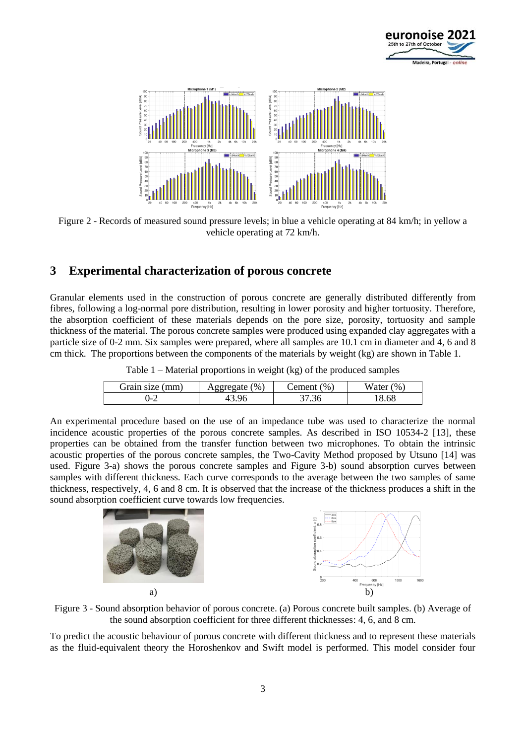Figure 2 - Records of measured sound pressure levels; in blue a vehicle operating at 84 km/h; in yellow a vehicle operating at 72 km/h.

## 3 Experimental characterization of porous concrete

Granular elements used in the construction of porous concrete are generally distributed differently from fibres, following a log-normal pore distribution, resulting in lower porosity and higher tortuosity. Therefore, the absorption coefficient of these materials depends on the pore size, porosity, tortuosity and sample thickness of the material. The porous concrete samples were produced using expanded clay aggregates with a particle size of 0-2 mm. Six samples were prepared, where all samples are 10.1 cm in diameter and 4, 6 and 8 cm thick. The proportions between the components of the materials by weight (kg) are shown in Table 1.

Table 1 – Material proportions in weight (kg) of the produced samples

| Grain size (mm) | Aggregate (%) | Cement (%) | Water (%) |
| --- | --- | --- | --- |
| 0-2 | 43.96 | 37.36 | 18.68 |

An experimental procedure based on the use of an impedance tube was used to characterize the normal incidence acoustic properties of the porous concrete samples. As described in ISO 10534-2 [13], these properties can be obtained from the transfer function between two microphones. To obtain the intrinsic acoustic properties of the porous concrete samples, the Two-Cavity Method proposed by Utsuno [14] was used. Figure 3-a) shows the porous concrete samples and Figure 3-b) sound absorption curves between samples with different thickness. Each curve corresponds to the average between the two samples of same thickness, respectively, 4, 6 and 8 cm. It is observed that the increase of the thickness produces a shift in the sound absorption coefficient curve towards low frequencies.

a) b)

Figure 3 - Sound absorption behavior of porous concrete. (a) Porous concrete built samples. (b) Average of the sound absorption coefficient for three different thicknesses: 4, 6, and 8 cm.

To predict the acoustic behaviour of porous concrete with different thickness and to represent these materials as the fluid-equivalent theory the Horoshenkov and Swift model is performed. This model consider four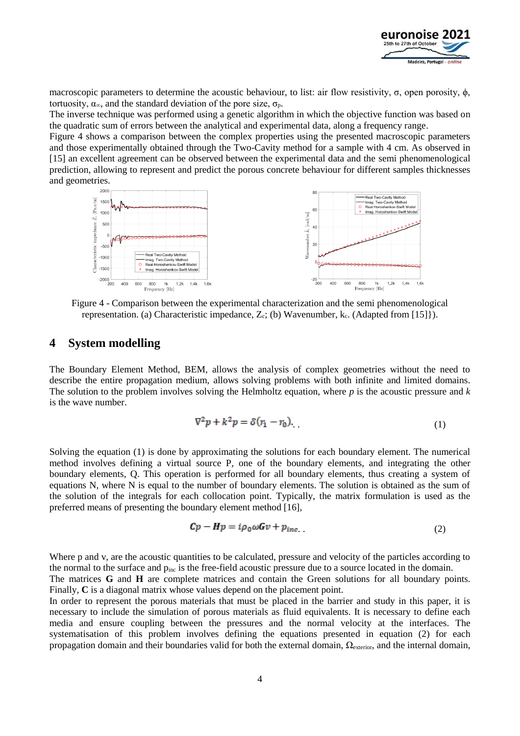macroscopic parameters to determine the acoustic behaviour, to list: air flow resistivity, $\sigma$, open porosity, $\phi$, tortuosity, $\alpha_\infty$, and the standard deviation of the pore size, $\sigma_p$.

The inverse technique was performed using a genetic algorithm in which the objective function was based on the quadratic sum of errors between the analytical and experimental data, along a frequency range.

Figure 4 shows a comparison between the complex properties using the presented macroscopic parameters and those experimentally obtained through the Two-Cavity method for a sample with 4 cm. As observed in [15] an excellent agreement can be observed between the experimental data and the semi phenomenological prediction, allowing to represent and predict the porous concrete behaviour for different samples thicknesses and geometries.

Figure 4 - Comparison between the experimental characterization and the semi phenomenological representation. (a) Characteristic impedance, $Z_c$; (b) Wavenumber, $k_c$. (Adapted from [15]}).

# 4 System modelling

The Boundary Element Method, BEM, allows the analysis of complex geometries without the need to describe the entire propagation medium, allows solving problems with both infinite and limited domains. The solution to the problem involves solving the Helmholtz equation, where *p* is the acoustic pressure and *k* is the wave number.

$$\nabla^2 p + k^2 p = \delta(r_1 - r_0). \quad (1)$$

Solving the equation (1) is done by approximating the solutions for each boundary element. The numerical method involves defining a virtual source P, one of the boundary elements, and integrating the other boundary elements, Q. This operation is performed for all boundary elements, thus creating a system of equations N, where N is equal to the number of boundary elements. The solution is obtained as the sum of the solution of the integrals for each collocation point. Typically, the matrix formulation is used as the preferred means of presenting the boundary element method [16],

$$\boldsymbol{C}p - \boldsymbol{H}p = i\rho_0\omega \boldsymbol{G}v + p_{inc}. \quad (2)$$

Where p and v, are the acoustic quantities to be calculated, pressure and velocity of the particles according to the normal to the surface and $p_{inc}$ is the free-field acoustic pressure due to a source located in the domain.

The matrices **G** and **H** are complete matrices and contain the Green solutions for all boundary points. Finally, **C** is a diagonal matrix whose values depend on the placement point.

In order to represent the porous materials that must be placed in the barrier and study in this paper, it is necessary to include the simulation of porous materials as fluid equivalents. It is necessary to define each media and ensure coupling between the pressures and the normal velocity at the interfaces. The systematisation of this problem involves defining the equations presented in equation (2) for each propagation domain and their boundaries valid for both the external domain, $\Omega_{exterior}$, and the internal domain,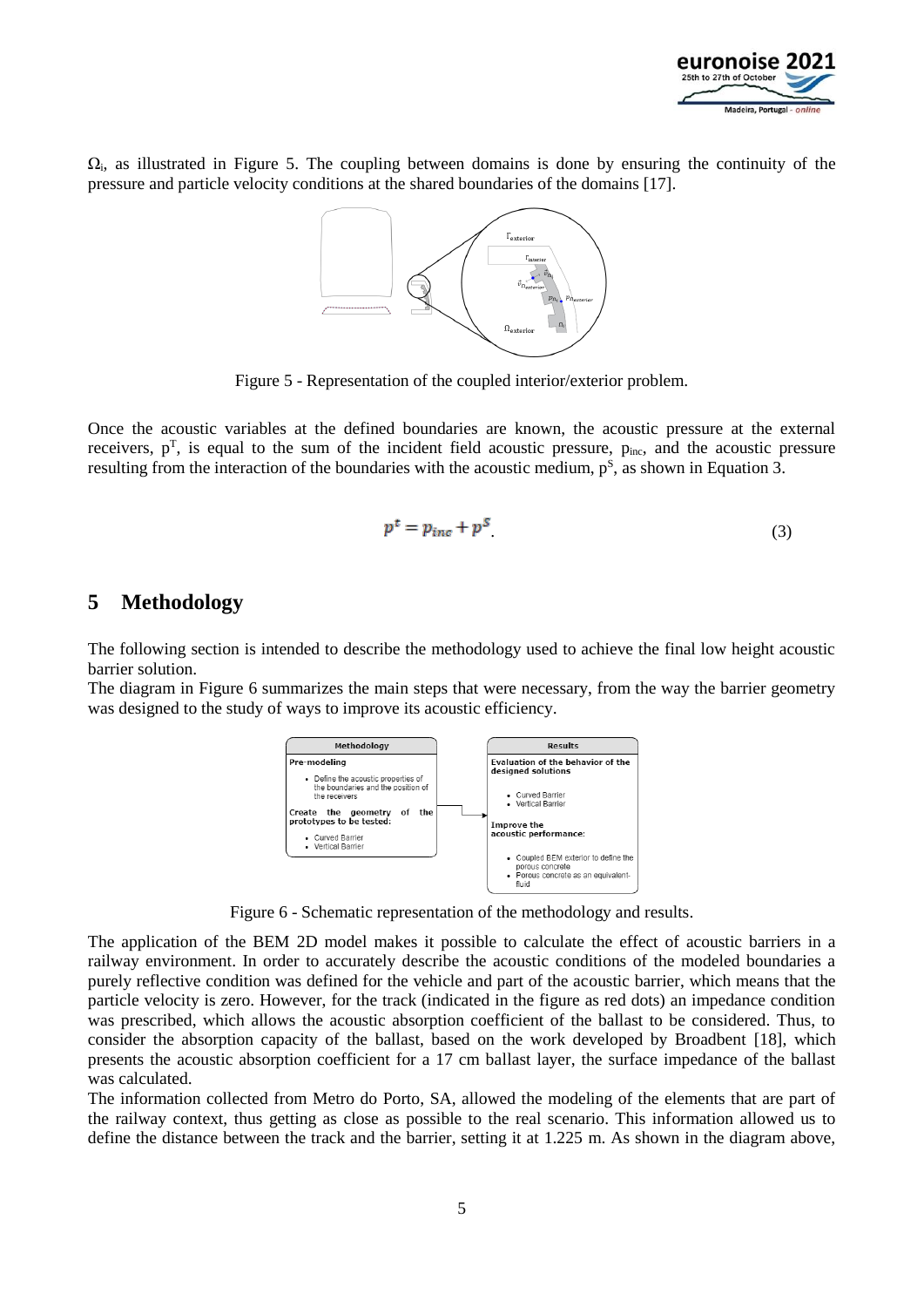$\Omega_i$, as illustrated in Figure 5. The coupling between domains is done by ensuring the continuity of the pressure and particle velocity conditions at the shared boundaries of the domains [17].

Figure 5 - Representation of the coupled interior/exterior problem.

Once the acoustic variables at the defined boundaries are known, the acoustic pressure at the external receivers, $p^T$, is equal to the sum of the incident field acoustic pressure, $p_{inc}$, and the acoustic pressure resulting from the interaction of the boundaries with the acoustic medium, $p^S$, as shown in Equation 3.

$$p^t = p_{inc} + p^S. \tag{3}$$

## 5 Methodology

The following section is intended to describe the methodology used to achieve the final low height acoustic barrier solution.

The diagram in Figure 6 summarizes the main steps that were necessary, from the way the barrier geometry was designed to the study of ways to improve its acoustic efficiency.

**Methodology**

**Pre-modeling**

- Define the acoustic properties of the boundaries and the position of the receivers

**Create the geometry of the prototypes to be tested:**

- Curved Barrier
- Vertical Barrier

**Results**

**Evaluation of the behavior of the designed solutions**

- Curved Barrier
- Vertical Barrier

**Improve the acoustic performance:**

- Coupled BEM exterior to define the porous concrete
- Porous concrete as an equivalent-fluid

Figure 6 - Schematic representation of the methodology and results.

The application of the BEM 2D model makes it possible to calculate the effect of acoustic barriers in a railway environment. In order to accurately describe the acoustic conditions of the modeled boundaries a purely reflective condition was defined for the vehicle and part of the acoustic barrier, which means that the particle velocity is zero. However, for the track (indicated in the figure as red dots) an impedance condition was prescribed, which allows the acoustic absorption coefficient of the ballast to be considered. Thus, to consider the absorption capacity of the ballast, based on the work developed by Broadbent [18], which presents the acoustic absorption coefficient for a 17 cm ballast layer, the surface impedance of the ballast was calculated.

The information collected from Metro do Porto, SA, allowed the modeling of the elements that are part of the railway context, thus getting as close as possible to the real scenario. This information allowed us to define the distance between the track and the barrier, setting it at 1.225 m. As shown in the diagram above,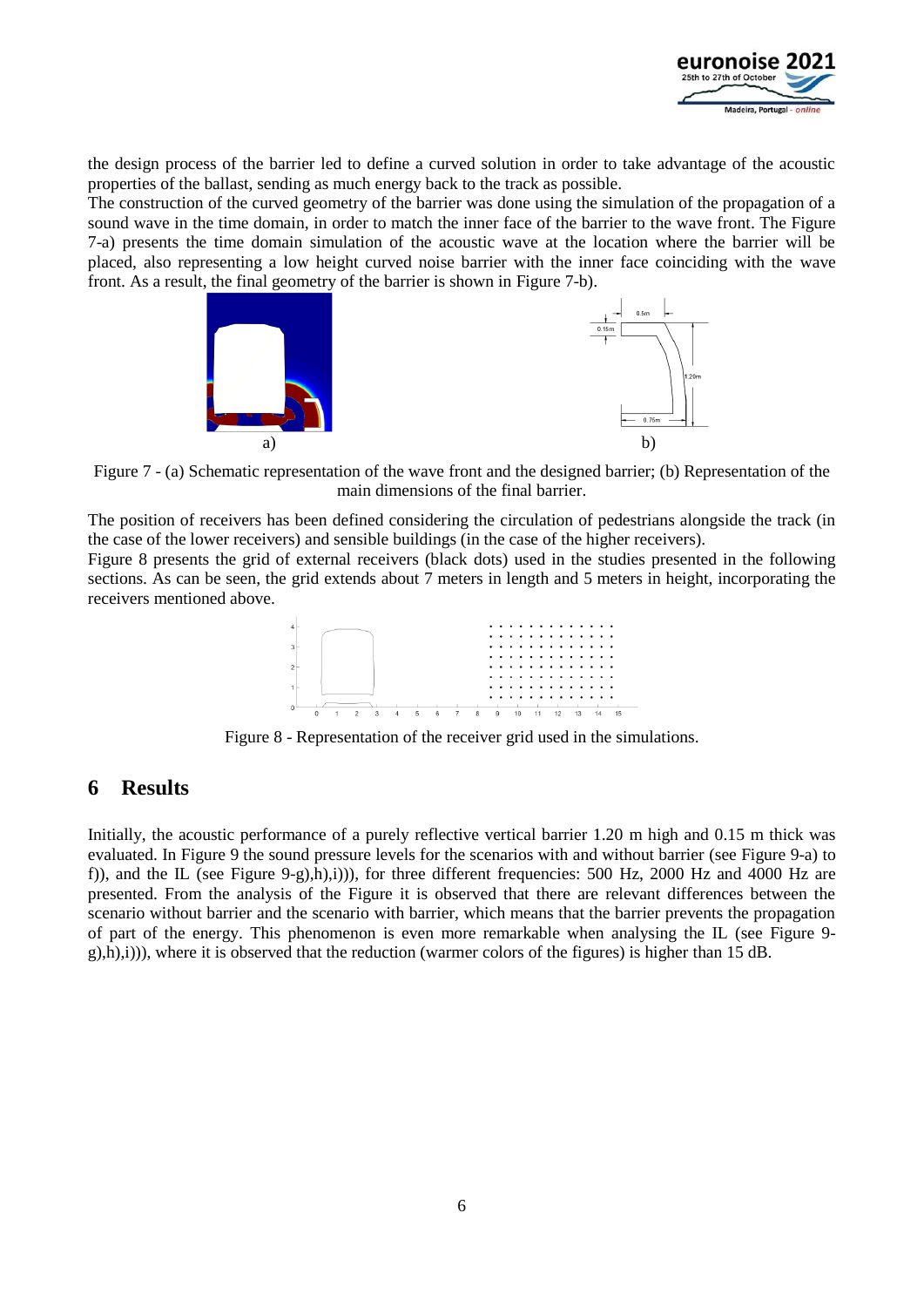the design process of the barrier led to define a curved solution in order to take advantage of the acoustic properties of the ballast, sending as much energy back to the track as possible.
The construction of the curved geometry of the barrier was done using the simulation of the propagation of a sound wave in the time domain, in order to match the inner face of the barrier to the wave front. The Figure 7-a) presents the time domain simulation of the acoustic wave at the location where the barrier will be placed, also representing a low height curved noise barrier with the inner face coinciding with the wave front. As a result, the final geometry of the barrier is shown in Figure 7-b).

Figure 7 - (a) Schematic representation of the wave front and the designed barrier; (b) Representation of the main dimensions of the final barrier.

The position of receivers has been defined considering the circulation of pedestrians alongside the track (in the case of the lower receivers) and sensible buildings (in the case of the higher receivers).
Figure 8 presents the grid of external receivers (black dots) used in the studies presented in the following sections. As can be seen, the grid extends about 7 meters in length and 5 meters in height, incorporating the receivers mentioned above.

Figure 8 - Representation of the receiver grid used in the simulations.

# 6 Results

Initially, the acoustic performance of a purely reflective vertical barrier 1.20 m high and 0.15 m thick was evaluated. In Figure 9 the sound pressure levels for the scenarios with and without barrier (see Figure 9-a) to f)), and the IL (see Figure 9-g),h),i))), for three different frequencies: 500 Hz, 2000 Hz and 4000 Hz are presented. From the analysis of the Figure it is observed that there are relevant differences between the scenario without barrier and the scenario with barrier, which means that the barrier prevents the propagation of part of the energy. This phenomenon is even more remarkable when analysing the IL (see Figure 9-g),h),i))), where it is observed that the reduction (warmer colors of the figures) is higher than 15 dB.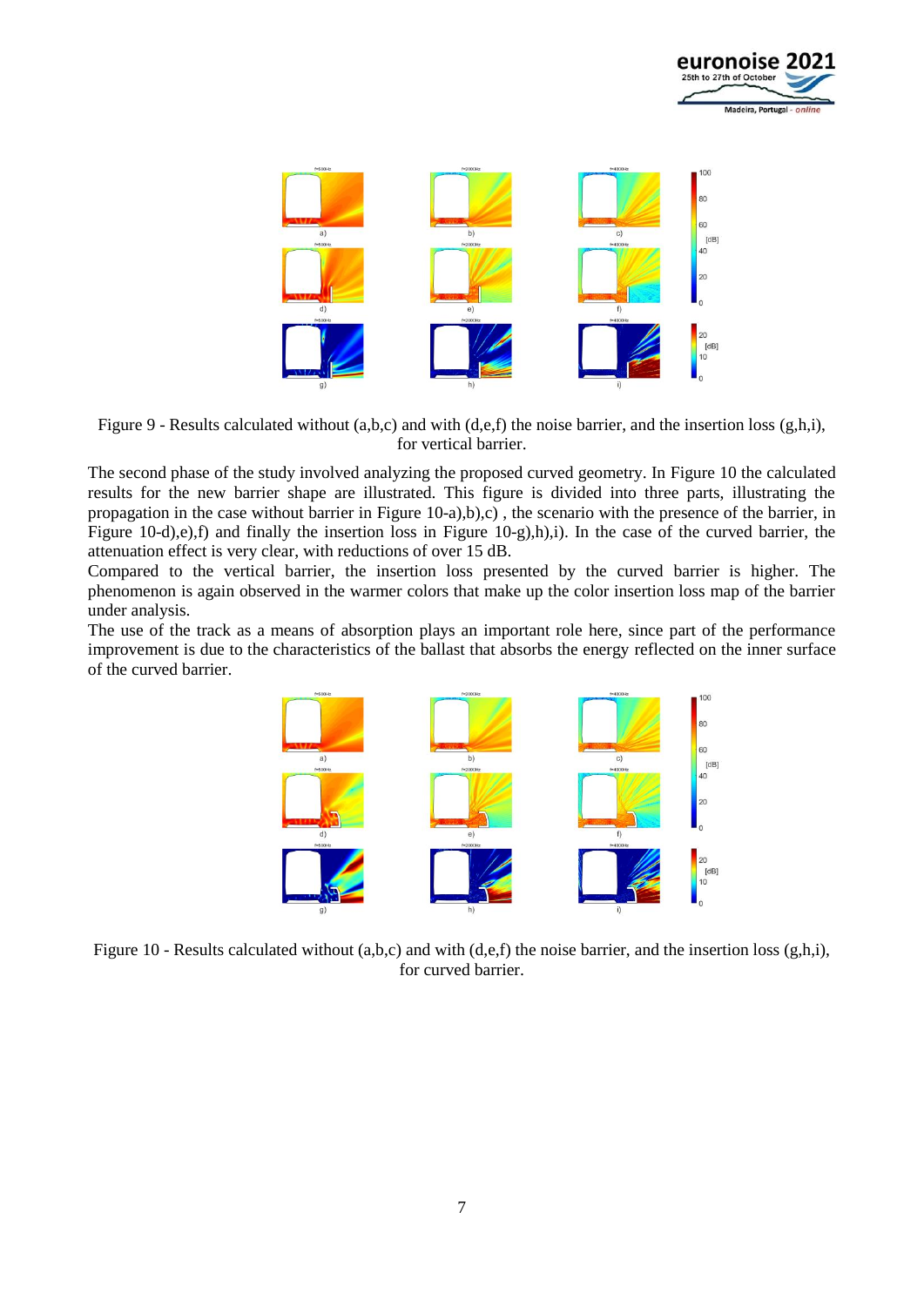Figure 9 - Results calculated without (a,b,c) and with (d,e,f) the noise barrier, and the insertion loss (g,h,i), for vertical barrier.

The second phase of the study involved analyzing the proposed curved geometry. In Figure 10 the calculated results for the new barrier shape are illustrated. This figure is divided into three parts, illustrating the propagation in the case without barrier in Figure 10-a),b),c) , the scenario with the presence of the barrier, in Figure 10-d),e),f) and finally the insertion loss in Figure 10-g),h),i). In the case of the curved barrier, the attenuation effect is very clear, with reductions of over 15 dB.

Compared to the vertical barrier, the insertion loss presented by the curved barrier is higher. The phenomenon is again observed in the warmer colors that make up the color insertion loss map of the barrier under analysis.

The use of the track as a means of absorption plays an important role here, since part of the performance improvement is due to the characteristics of the ballast that absorbs the energy reflected on the inner surface of the curved barrier.

Figure 10 - Results calculated without (a,b,c) and with (d,e,f) the noise barrier, and the insertion loss (g,h,i), for curved barrier.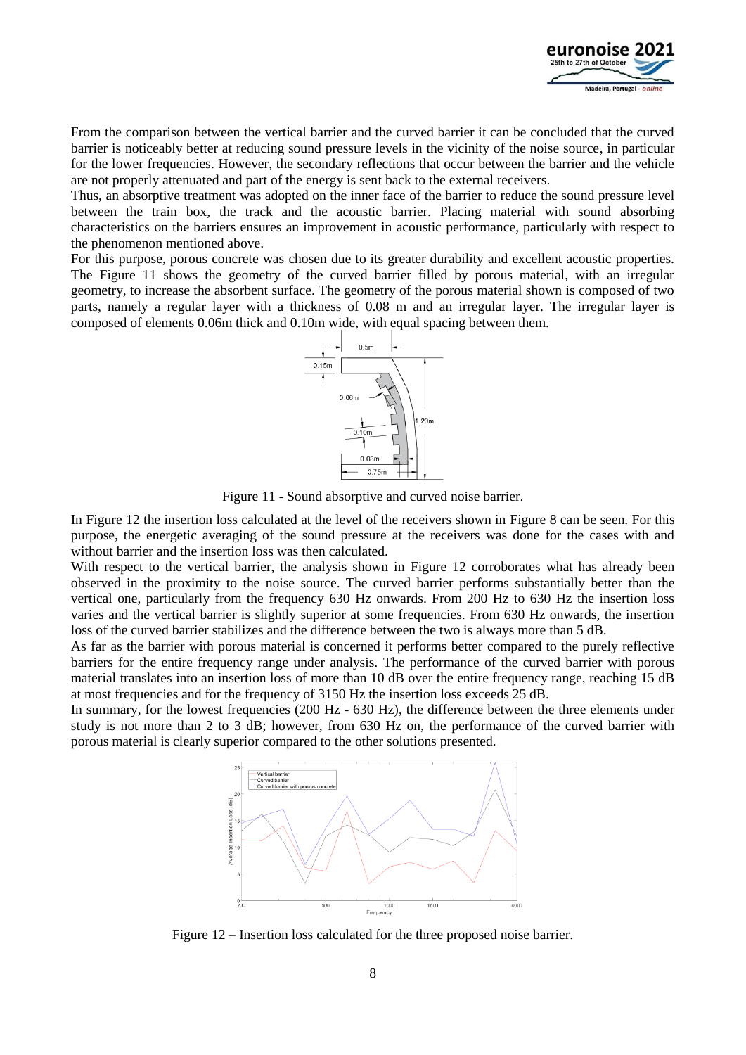From the comparison between the vertical barrier and the curved barrier it can be concluded that the curved barrier is noticeably better at reducing sound pressure levels in the vicinity of the noise source, in particular for the lower frequencies. However, the secondary reflections that occur between the barrier and the vehicle are not properly attenuated and part of the energy is sent back to the external receivers.

Thus, an absorptive treatment was adopted on the inner face of the barrier to reduce the sound pressure level between the train box, the track and the acoustic barrier. Placing material with sound absorbing characteristics on the barriers ensures an improvement in acoustic performance, particularly with respect to the phenomenon mentioned above.

For this purpose, porous concrete was chosen due to its greater durability and excellent acoustic properties. The Figure 11 shows the geometry of the curved barrier filled by porous material, with an irregular geometry, to increase the absorbent surface. The geometry of the porous material shown is composed of two parts, namely a regular layer with a thickness of 0.08 m and an irregular layer. The irregular layer is composed of elements 0.06m thick and 0.10m wide, with equal spacing between them.

Figure 11 - Sound absorptive and curved noise barrier.

In Figure 12 the insertion loss calculated at the level of the receivers shown in Figure 8 can be seen. For this purpose, the energetic averaging of the sound pressure at the receivers was done for the cases with and without barrier and the insertion loss was then calculated.

With respect to the vertical barrier, the analysis shown in Figure 12 corroborates what has already been observed in the proximity to the noise source. The curved barrier performs substantially better than the vertical one, particularly from the frequency 630 Hz onwards. From 200 Hz to 630 Hz the insertion loss varies and the vertical barrier is slightly superior at some frequencies. From 630 Hz onwards, the insertion loss of the curved barrier stabilizes and the difference between the two is always more than 5 dB.

As far as the barrier with porous material is concerned it performs better compared to the purely reflective barriers for the entire frequency range under analysis. The performance of the curved barrier with porous material translates into an insertion loss of more than 10 dB over the entire frequency range, reaching 15 dB at most frequencies and for the frequency of 3150 Hz the insertion loss exceeds 25 dB.

In summary, for the lowest frequencies (200 Hz - 630 Hz), the difference between the three elements under study is not more than 2 to 3 dB; however, from 630 Hz on, the performance of the curved barrier with porous material is clearly superior compared to the other solutions presented.

Figure 12 – Insertion loss calculated for the three proposed noise barrier.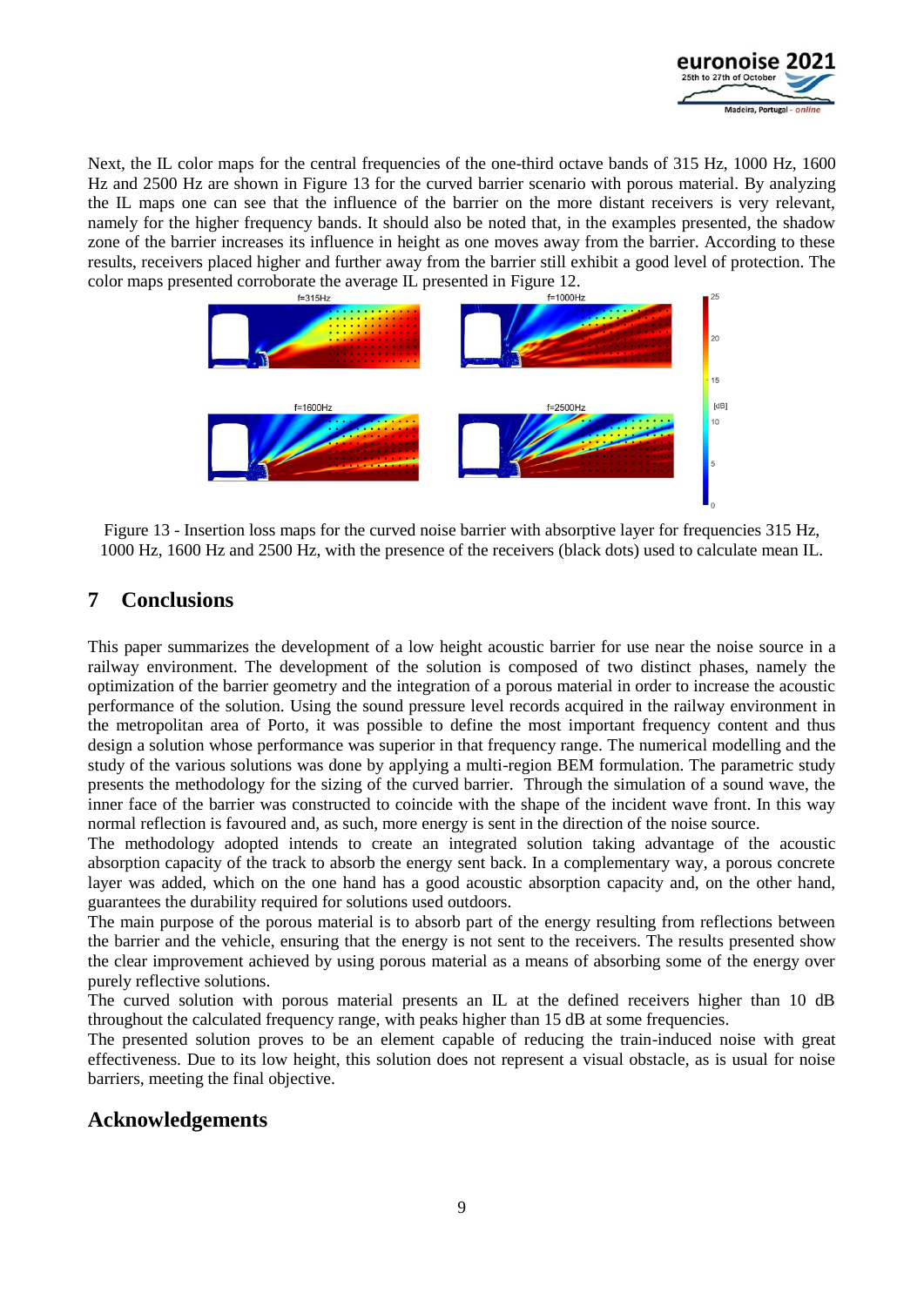Next, the IL color maps for the central frequencies of the one-third octave bands of 315 Hz, 1000 Hz, 1600 Hz and 2500 Hz are shown in Figure 13 for the curved barrier scenario with porous material. By analyzing the IL maps one can see that the influence of the barrier on the more distant receivers is very relevant, namely for the higher frequency bands. It should also be noted that, in the examples presented, the shadow zone of the barrier increases its influence in height as one moves away from the barrier. According to these results, receivers placed higher and further away from the barrier still exhibit a good level of protection. The color maps presented corroborate the average IL presented in Figure 12.

Figure 13 - Insertion loss maps for the curved noise barrier with absorptive layer for frequencies 315 Hz, 1000 Hz, 1600 Hz and 2500 Hz, with the presence of the receivers (black dots) used to calculate mean IL.

## 7 Conclusions

This paper summarizes the development of a low height acoustic barrier for use near the noise source in a railway environment. The development of the solution is composed of two distinct phases, namely the optimization of the barrier geometry and the integration of a porous material in order to increase the acoustic performance of the solution. Using the sound pressure level records acquired in the railway environment in the metropolitan area of Porto, it was possible to define the most important frequency content and thus design a solution whose performance was superior in that frequency range. The numerical modelling and the study of the various solutions was done by applying a multi-region BEM formulation. The parametric study presents the methodology for the sizing of the curved barrier. Through the simulation of a sound wave, the inner face of the barrier was constructed to coincide with the shape of the incident wave front. In this way normal reflection is favoured and, as such, more energy is sent in the direction of the noise source.

The methodology adopted intends to create an integrated solution taking advantage of the acoustic absorption capacity of the track to absorb the energy sent back. In a complementary way, a porous concrete layer was added, which on the one hand has a good acoustic absorption capacity and, on the other hand, guarantees the durability required for solutions used outdoors.

The main purpose of the porous material is to absorb part of the energy resulting from reflections between the barrier and the vehicle, ensuring that the energy is not sent to the receivers. The results presented show the clear improvement achieved by using porous material as a means of absorbing some of the energy over purely reflective solutions.

The curved solution with porous material presents an IL at the defined receivers higher than 10 dB throughout the calculated frequency range, with peaks higher than 15 dB at some frequencies.

The presented solution proves to be an element capable of reducing the train-induced noise with great effectiveness. Due to its low height, this solution does not represent a visual obstacle, as is usual for noise barriers, meeting the final objective.

## Acknowledgements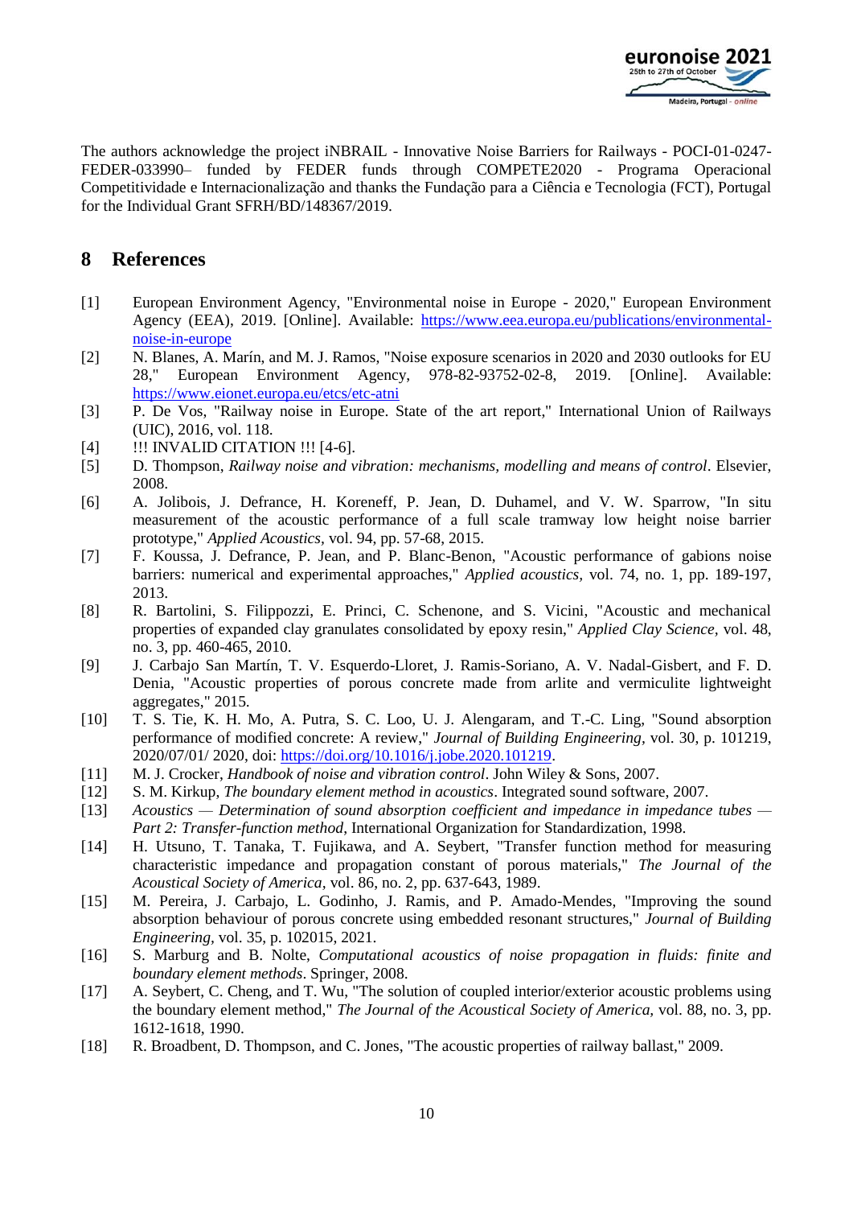The authors acknowledge the project iNBRAIL - Innovative Noise Barriers for Railways - POCI-01-0247-FEDER-033990– funded by FEDER funds through COMPETE2020 - Programa Operacional Competitividade e Internacionalização and thanks the Fundação para a Ciência e Tecnologia (FCT), Portugal for the Individual Grant SFRH/BD/148367/2019.

## 8 References

[1] European Environment Agency, "Environmental noise in Europe - 2020," European Environment Agency (EEA), 2019. [Online]. Available: https://www.eea.europa.eu/publications/environmental-noise-in-europe

[2] N. Blanes, A. Marín, and M. J. Ramos, "Noise exposure scenarios in 2020 and 2030 outlooks for EU 28," European Environment Agency, 978-82-93752-02-8, 2019. [Online]. Available: https://www.eionet.europa.eu/etcs/etc-atni

[3] P. De Vos, "Railway noise in Europe. State of the art report," International Union of Railways (UIC), 2016, vol. 118.

[4] !!! INVALID CITATION !!! [4-6].

[5] D. Thompson, *Railway noise and vibration: mechanisms, modelling and means of control*. Elsevier, 2008.

[6] A. Jolibois, J. Defrance, H. Koreneff, P. Jean, D. Duhamel, and V. W. Sparrow, "In situ measurement of the acoustic performance of a full scale tramway low height noise barrier prototype," *Applied Acoustics,* vol. 94, pp. 57-68, 2015.

[7] F. Koussa, J. Defrance, P. Jean, and P. Blanc-Benon, "Acoustic performance of gabions noise barriers: numerical and experimental approaches," *Applied acoustics,* vol. 74, no. 1, pp. 189-197, 2013.

[8] R. Bartolini, S. Filippozzi, E. Princi, C. Schenone, and S. Vicini, "Acoustic and mechanical properties of expanded clay granulates consolidated by epoxy resin," *Applied Clay Science,* vol. 48, no. 3, pp. 460-465, 2010.

[9] J. Carbajo San Martín, T. V. Esquerdo-Lloret, J. Ramis-Soriano, A. V. Nadal-Gisbert, and F. D. Denia, "Acoustic properties of porous concrete made from arlite and vermiculite lightweight aggregates," 2015.

[10] T. S. Tie, K. H. Mo, A. Putra, S. C. Loo, U. J. Alengaram, and T.-C. Ling, "Sound absorption performance of modified concrete: A review," *Journal of Building Engineering,* vol. 30, p. 101219, 2020/07/01/ 2020, doi: https://doi.org/10.1016/j.jobe.2020.101219.

[11] M. J. Crocker, *Handbook of noise and vibration control*. John Wiley & Sons, 2007.

[12] S. M. Kirkup, *The boundary element method in acoustics*. Integrated sound software, 2007.

[13] *Acoustics — Determination of sound absorption coefficient and impedance in impedance tubes — Part 2: Transfer-function method*, International Organization for Standardization, 1998.

[14] H. Utsuno, T. Tanaka, T. Fujikawa, and A. Seybert, "Transfer function method for measuring characteristic impedance and propagation constant of porous materials," *The Journal of the Acoustical Society of America,* vol. 86, no. 2, pp. 637-643, 1989.

[15] M. Pereira, J. Carbajo, L. Godinho, J. Ramis, and P. Amado-Mendes, "Improving the sound absorption behaviour of porous concrete using embedded resonant structures," *Journal of Building Engineering,* vol. 35, p. 102015, 2021.

[16] S. Marburg and B. Nolte, *Computational acoustics of noise propagation in fluids: finite and boundary element methods*. Springer, 2008.

[17] A. Seybert, C. Cheng, and T. Wu, "The solution of coupled interior/exterior acoustic problems using the boundary element method," *The Journal of the Acoustical Society of America,* vol. 88, no. 3, pp. 1612-1618, 1990.

[18] R. Broadbent, D. Thompson, and C. Jones, "The acoustic properties of railway ballast," 2009.